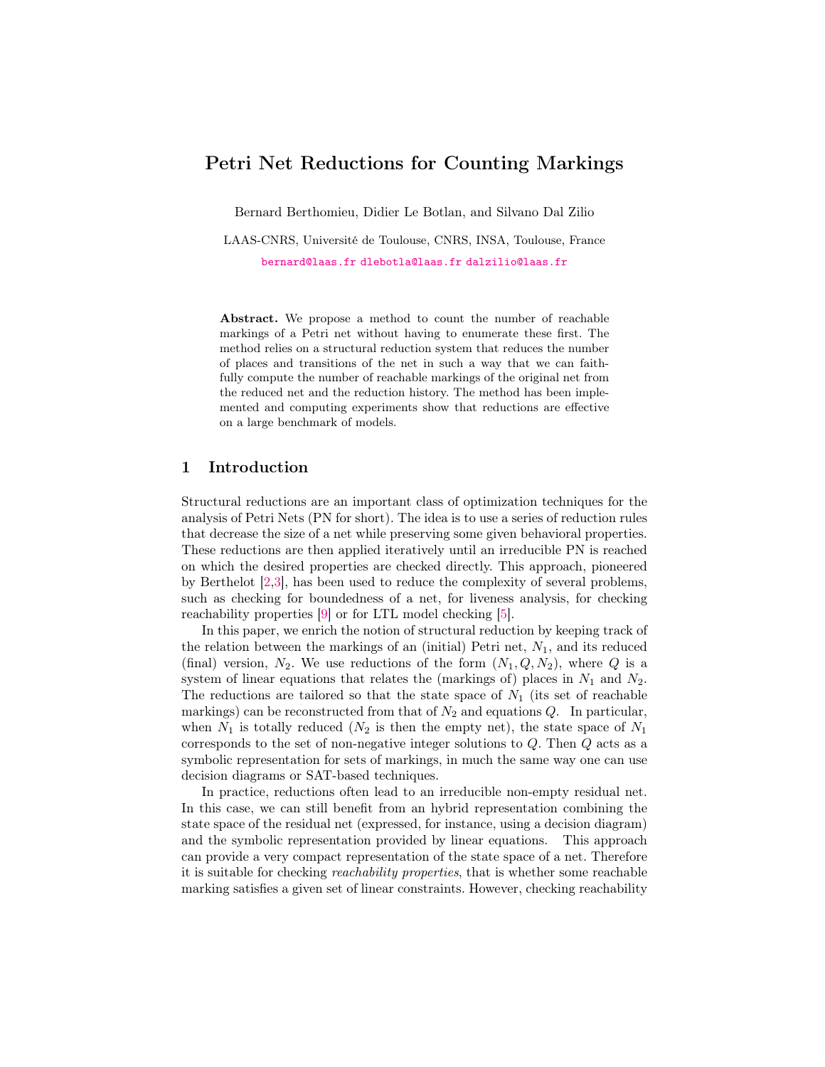# Petri Net Reductions for Counting Markings

Bernard Berthomieu, Didier Le Botlan, and Silvano Dal Zilio

LAAS-CNRS, Université de Toulouse, CNRS, INSA, Toulouse, France

bernard@laas.fr dlebotla@laas.fr dalzilio@laas.fr

**Abstract.** We propose a method to count the number of reachable markings of a Petri net without having to enumerate these first. The method relies on a structural reduction system that reduces the number of places and transitions of the net in such a way that we can faithfully compute the number of reachable markings of the original net from the reduced net and the reduction history. The method has been implemented and computing experiments show that reductions are effective on a large benchmark of models.

## 1 Introduction

Structural reductions are an important class of optimization techniques for the analysis of Petri Nets (PN for short). The idea is to use a series of reduction rules that decrease the size of a net while preserving some given behavioral properties. These reductions are then applied iteratively until an irreducible PN is reached on which the desired properties are checked directly. This approach, pioneered by Berthelot [2,3], has been used to reduce the complexity of several problems, such as checking for boundedness of a net, for liveness analysis, for checking reachability properties [9] or for LTL model checking [5].

In this paper, we enrich the notion of structural reduction by keeping track of the relation between the markings of an (initial) Petri net, $N_1$, and its reduced (final) version, $N_2$. We use reductions of the form $(N_1, Q, N_2)$, where $Q$ is a system of linear equations that relates the (markings of) places in $N_1$ and $N_2$. The reductions are tailored so that the state space of $N_1$ (its set of reachable markings) can be reconstructed from that of $N_2$ and equations $Q$. In particular, when $N_1$ is totally reduced ($N_2$ is then the empty net), the state space of $N_1$ corresponds to the set of non-negative integer solutions to $Q$. Then $Q$ acts as a symbolic representation for sets of markings, in much the same way one can use decision diagrams or SAT-based techniques.

In practice, reductions often lead to an irreducible non-empty residual net. In this case, we can still benefit from an hybrid representation combining the state space of the residual net (expressed, for instance, using a decision diagram) and the symbolic representation provided by linear equations. This approach can provide a very compact representation of the state space of a net. Therefore it is suitable for checking *reachability properties*, that is whether some reachable marking satisfies a given set of linear constraints. However, checking reachability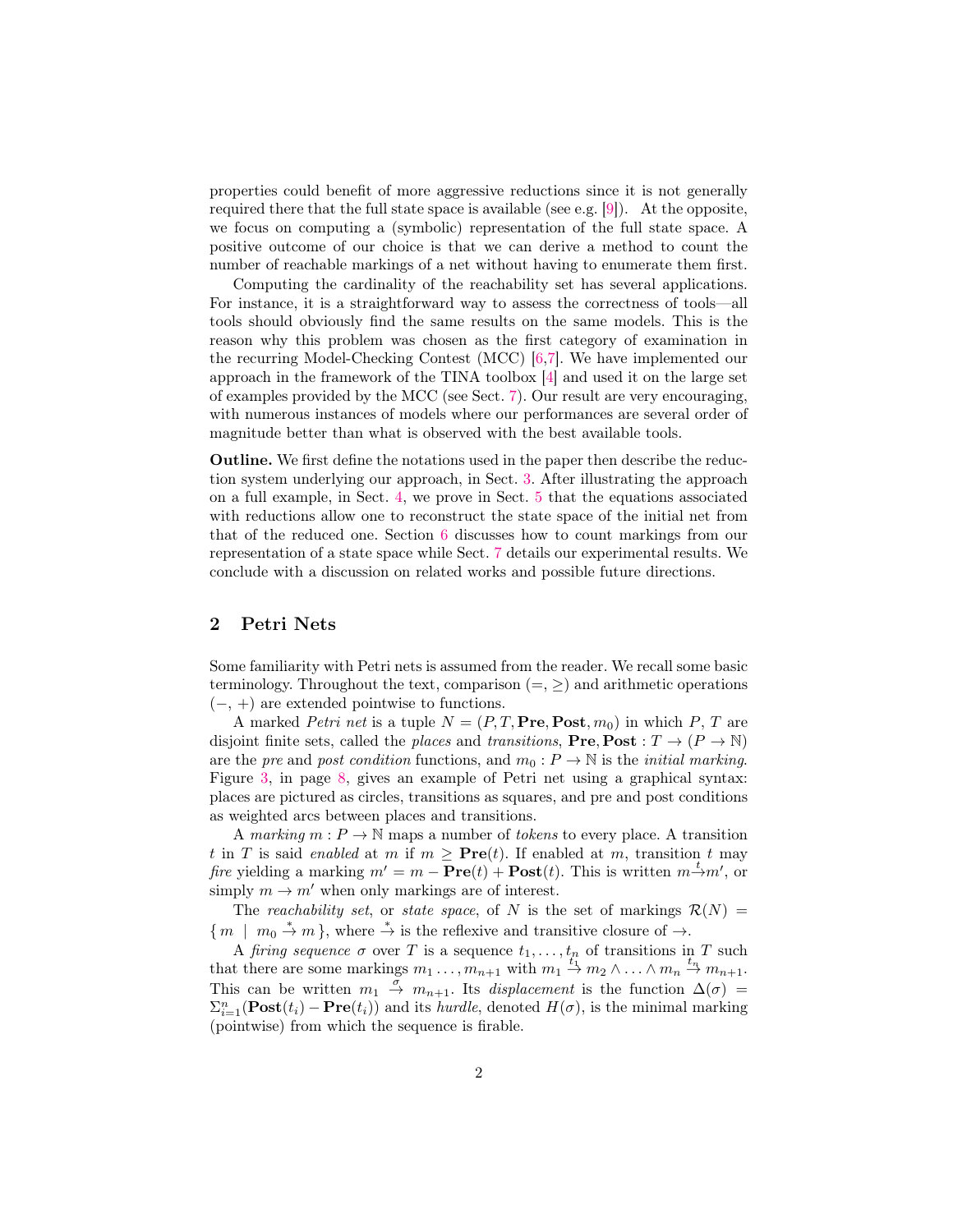properties could benefit of more aggressive reductions since it is not generally required there that the full state space is available (see e.g. [9]). At the opposite, we focus on computing a (symbolic) representation of the full state space. A positive outcome of our choice is that we can derive a method to count the number of reachable markings of a net without having to enumerate them first.

Computing the cardinality of the reachability set has several applications. For instance, it is a straightforward way to assess the correctness of tools—all tools should obviously find the same results on the same models. This is the reason why this problem was chosen as the first category of examination in the recurring Model-Checking Contest (MCC) [6,7]. We have implemented our approach in the framework of the TINA toolbox [4] and used it on the large set of examples provided by the MCC (see Sect. 7). Our result are very encouraging, with numerous instances of models where our performances are several order of magnitude better than what is observed with the best available tools.

**Outline.** We first define the notations used in the paper then describe the reduction system underlying our approach, in Sect. 3. After illustrating the approach on a full example, in Sect. 4, we prove in Sect. 5 that the equations associated with reductions allow one to reconstruct the state space of the initial net from that of the reduced one. Section 6 discusses how to count markings from our representation of a state space while Sect. 7 details our experimental results. We conclude with a discussion on related works and possible future directions.

## 2 Petri Nets

Some familiarity with Petri nets is assumed from the reader. We recall some basic terminology. Throughout the text, comparison ($=$, $\geq$) and arithmetic operations ($-$, $+$) are extended pointwise to functions.

A marked *Petri net* is a tuple $N = (P, T, \mathbf{Pre}, \mathbf{Post}, m_0)$ in which $P$, $T$ are disjoint finite sets, called the *places* and *transitions*, $\mathbf{Pre}, \mathbf{Post} : T \to (P \to \mathbb{N})$ are the *pre* and *post condition* functions, and $m_0 : P \to \mathbb{N}$ is the *initial marking*. Figure 3, in page 8, gives an example of Petri net using a graphical syntax: places are pictured as circles, transitions as squares, and pre and post conditions as weighted arcs between places and transitions.

A *marking* $m : P \to \mathbb{N}$ maps a number of *tokens* to every place. A transition $t$ in $T$ is said *enabled* at $m$ if $m \geq \mathbf{Pre}(t)$. If enabled at $m$, transition $t$ may *fire* yielding a marking $m' = m - \mathbf{Pre}(t) + \mathbf{Post}(t)$. This is written $m \xrightarrow{t} m'$, or simply $m \to m'$ when only markings are of interest.

The *reachability set*, or *state space*, of $N$ is the set of markings $\mathcal{R}(N) = \{ m \mid m_0 \xrightarrow{*} m \}$, where $\xrightarrow{*}$ is the reflexive and transitive closure of $\to$.

A *firing sequence* $\sigma$ over $T$ is a sequence $t_1, \ldots, t_n$ of transitions in $T$ such that there are some markings $m_1 \ldots, m_{n+1}$ with $m_1 \xrightarrow{t_1} m_2 \wedge \ldots \wedge m_n \xrightarrow{t_n} m_{n+1}$. This can be written $m_1 \xrightarrow{\sigma} m_{n+1}$. Its *displacement* is the function $\Delta(\sigma) = \Sigma_{i=1}^{n}(\mathbf{Post}(t_i) - \mathbf{Pre}(t_i))$ and its *hurdle*, denoted $H(\sigma)$, is the minimal marking (pointwise) from which the sequence is firable.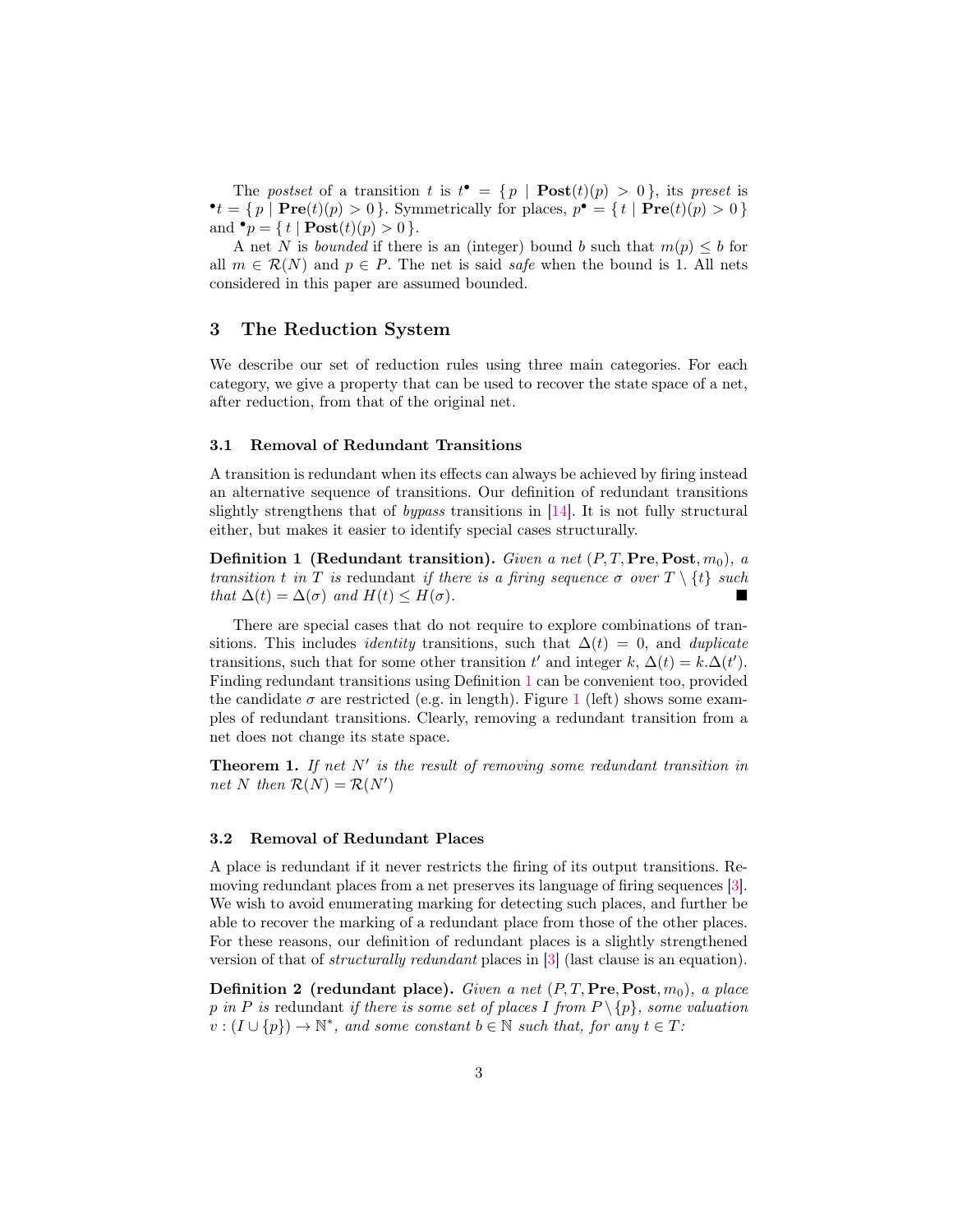The *postset* of a transition $t$ is $t^\bullet = \{ p \mid \mathbf{Post}(t)(p) > 0 \}$, its *preset* is ${}^\bullet t = \{ p \mid \mathbf{Pre}(t)(p) > 0 \}$. Symmetrically for places, $p^\bullet = \{ t \mid \mathbf{Pre}(t)(p) > 0 \}$ and ${}^\bullet p = \{ t \mid \mathbf{Post}(t)(p) > 0 \}$.

A net $N$ is *bounded* if there is an (integer) bound $b$ such that $m(p) \leq b$ for all $m \in \mathcal{R}(N)$ and $p \in P$. The net is said *safe* when the bound is 1. All nets considered in this paper are assumed bounded.

## 3 The Reduction System

We describe our set of reduction rules using three main categories. For each category, we give a property that can be used to recover the state space of a net, after reduction, from that of the original net.

### 3.1 Removal of Redundant Transitions

A transition is redundant when its effects can always be achieved by firing instead an alternative sequence of transitions. Our definition of redundant transitions slightly strengthens that of *bypass* transitions in [14]. It is not fully structural either, but makes it easier to identify special cases structurally.

**Definition 1 (Redundant transition).** *Given a net $(P, T, \mathbf{Pre}, \mathbf{Post}, m_0)$, a transition $t$ in $T$ is* redundant *if there is a firing sequence $\sigma$ over $T \setminus \{t\}$ such that $\Delta(t) = \Delta(\sigma)$ and $H(t) \leq H(\sigma)$.* ∎

There are special cases that do not require to explore combinations of transitions. This includes *identity* transitions, such that $\Delta(t) = 0$, and *duplicate* transitions, such that for some other transition $t'$ and integer $k$, $\Delta(t) = k.\Delta(t')$. Finding redundant transitions using Definition 1 can be convenient too, provided the candidate $\sigma$ are restricted (e.g. in length). Figure 1 (left) shows some examples of redundant transitions. Clearly, removing a redundant transition from a net does not change its state space.

**Theorem 1.** *If net $N'$ is the result of removing some redundant transition in net $N$ then $\mathcal{R}(N) = \mathcal{R}(N')$*

### 3.2 Removal of Redundant Places

A place is redundant if it never restricts the firing of its output transitions. Removing redundant places from a net preserves its language of firing sequences [3]. We wish to avoid enumerating marking for detecting such places, and further be able to recover the marking of a redundant place from those of the other places. For these reasons, our definition of redundant places is a slightly strengthened version of that of *structurally redundant* places in [3] (last clause is an equation).

**Definition 2 (redundant place).** *Given a net $(P, T, \mathbf{Pre}, \mathbf{Post}, m_0)$, a place $p$ in $P$ is* redundant *if there is some set of places $I$ from $P \setminus \{p\}$, some valuation $v : (I \cup \{p\}) \to \mathbb{N}^*$, and some constant $b \in \mathbb{N}$ such that, for any $t \in T$:*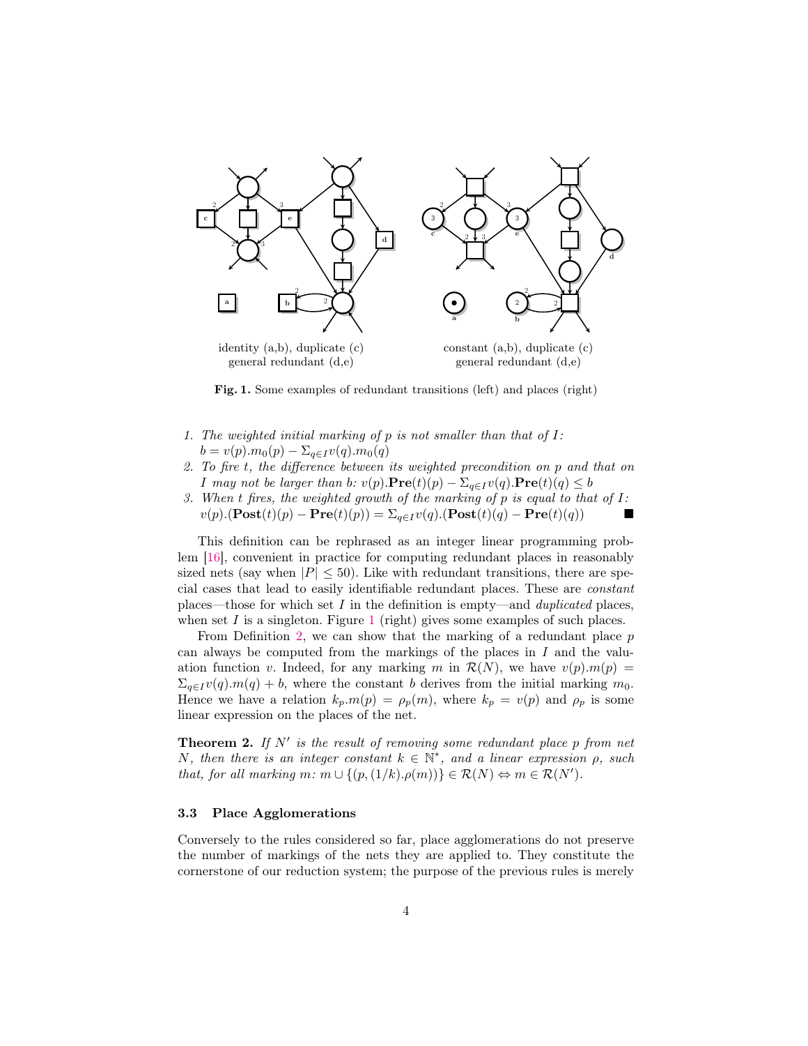identity (a,b), duplicate (c)
general redundant (d,e)

constant (a,b), duplicate (c)
general redundant (d,e)

**Fig. 1.** Some examples of redundant transitions (left) and places (right)

1. *The weighted initial marking of p is not smaller than that of I:*
   $b = v(p).m_0(p) - \Sigma_{q \in I} v(q).m_0(q)$
2. *To fire t, the difference between its weighted precondition on p and that on I may not be larger than b:* $v(p).\mathbf{Pre}(t)(p) - \Sigma_{q \in I} v(q).\mathbf{Pre}(t)(q) \leq b$
3. *When t fires, the weighted growth of the marking of p is equal to that of I:*
   $v(p).(\mathbf{Post}(t)(p) - \mathbf{Pre}(t)(p)) = \Sigma_{q \in I} v(q).(\mathbf{Post}(t)(q) - \mathbf{Pre}(t)(q))$ ■

This definition can be rephrased as an integer linear programming problem [16], convenient in practice for computing redundant places in reasonably sized nets (say when $|P| \leq 50$). Like with redundant transitions, there are special cases that lead to easily identifiable redundant places. These are *constant* places—those for which set $I$ in the definition is empty—and *duplicated* places, when set $I$ is a singleton. Figure 1 (right) gives some examples of such places.

From Definition 2, we can show that the marking of a redundant place $p$ can always be computed from the markings of the places in $I$ and the valuation function $v$. Indeed, for any marking $m$ in $\mathcal{R}(N)$, we have $v(p).m(p) = \Sigma_{q \in I} v(q).m(q) + b$, where the constant $b$ derives from the initial marking $m_0$. Hence we have a relation $k_p.m(p) = \rho_p(m)$, where $k_p = v(p)$ and $\rho_p$ is some linear expression on the places of the net.

**Theorem 2.** *If $N'$ is the result of removing some redundant place $p$ from net $N$, then there is an integer constant $k \in \mathbb{N}^*$, and a linear expression $\rho$, such that, for all marking $m$: $m \cup \{(p, (1/k).\rho(m))\} \in \mathcal{R}(N) \Leftrightarrow m \in \mathcal{R}(N')$.*

### 3.3 Place Agglomerations

Conversely to the rules considered so far, place agglomerations do not preserve the number of markings of the nets they are applied to. They constitute the cornerstone of our reduction system; the purpose of the previous rules is merely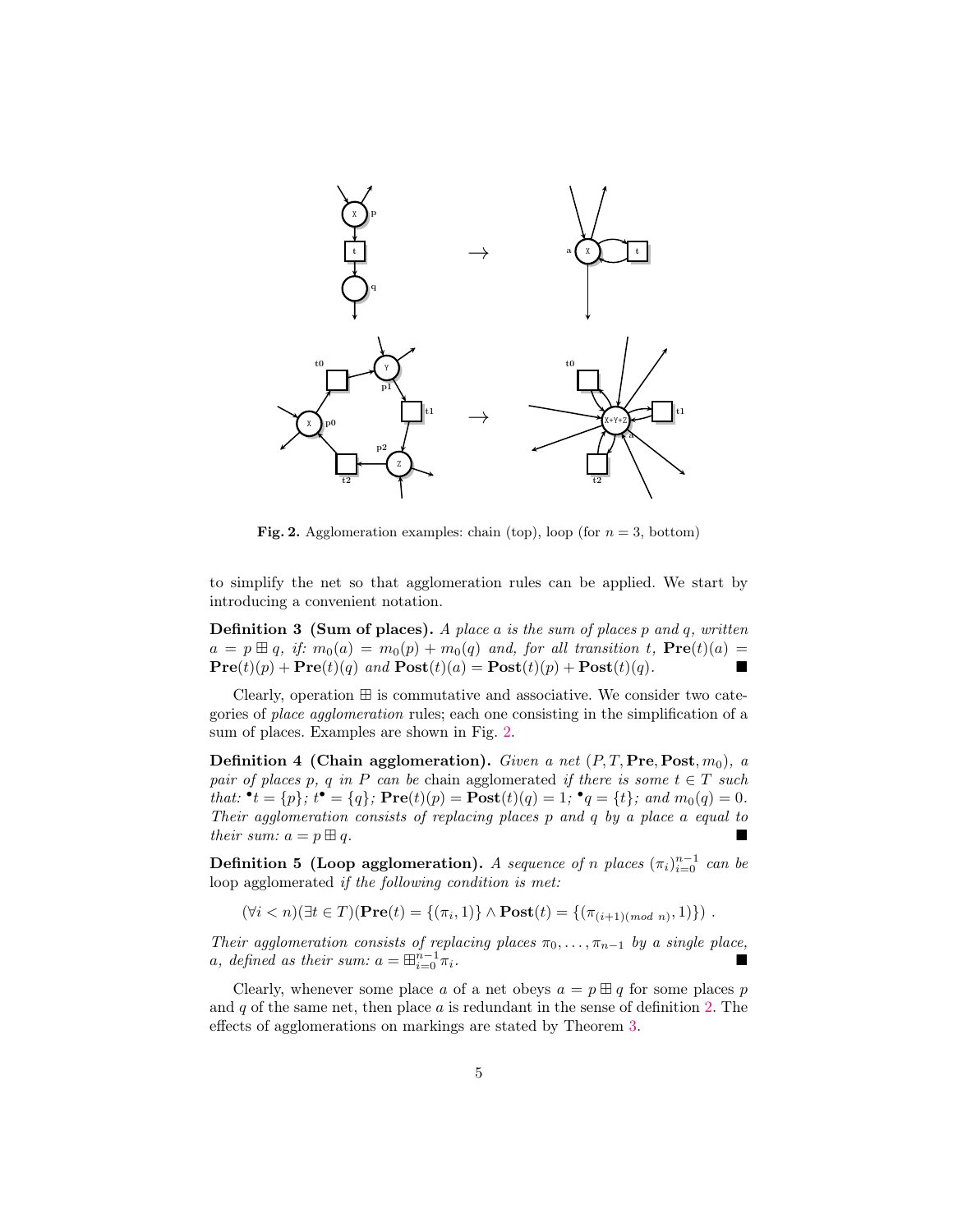**Fig. 2.** Agglomeration examples: chain (top), loop (for $n = 3$, bottom)

to simplify the net so that agglomeration rules can be applied. We start by introducing a convenient notation.

**Definition 3 (Sum of places).** *A place $a$ is the sum of places $p$ and $q$, written $a = p \boxplus q$, if: $m_0(a) = m_0(p) + m_0(q)$ and, for all transition $t$, $\mathbf{Pre}(t)(a) = \mathbf{Pre}(t)(p) + \mathbf{Pre}(t)(q)$ and $\mathbf{Post}(t)(a) = \mathbf{Post}(t)(p) + \mathbf{Post}(t)(q)$.* ■

Clearly, operation $\boxplus$ is commutative and associative. We consider two categories of *place agglomeration* rules; each one consisting in the simplification of a sum of places. Examples are shown in Fig. 2.

**Definition 4 (Chain agglomeration).** *Given a net $(P, T, \mathbf{Pre}, \mathbf{Post}, m_0)$, a pair of places $p$, $q$ in $P$ can be* chain agglomerated *if there is some $t \in T$ such that: ${}^\bullet t = \{p\}$; $t^\bullet = \{q\}$; $\mathbf{Pre}(t)(p) = \mathbf{Post}(t)(q) = 1$; ${}^\bullet q = \{t\}$; and $m_0(q) = 0$. Their agglomeration consists of replacing places $p$ and $q$ by a place $a$ equal to their sum: $a = p \boxplus q$.* ■

**Definition 5 (Loop agglomeration).** *A sequence of $n$ places $(\pi_i)_{i=0}^{n-1}$ can be* loop agglomerated *if the following condition is met:*

$$(\forall i < n)(\exists t \in T)(\mathbf{Pre}(t) = \{(\pi_i, 1)\} \wedge \mathbf{Post}(t) = \{(\pi_{(i+1)(mod\ n)}, 1)\}) \ .$$

*Their agglomeration consists of replacing places $\pi_0, \ldots, \pi_{n-1}$ by a single place, $a$, defined as their sum: $a = \boxplus_{i=0}^{n-1} \pi_i$.* ■

Clearly, whenever some place $a$ of a net obeys $a = p \boxplus q$ for some places $p$ and $q$ of the same net, then place $a$ is redundant in the sense of definition 2. The effects of agglomerations on markings are stated by Theorem 3.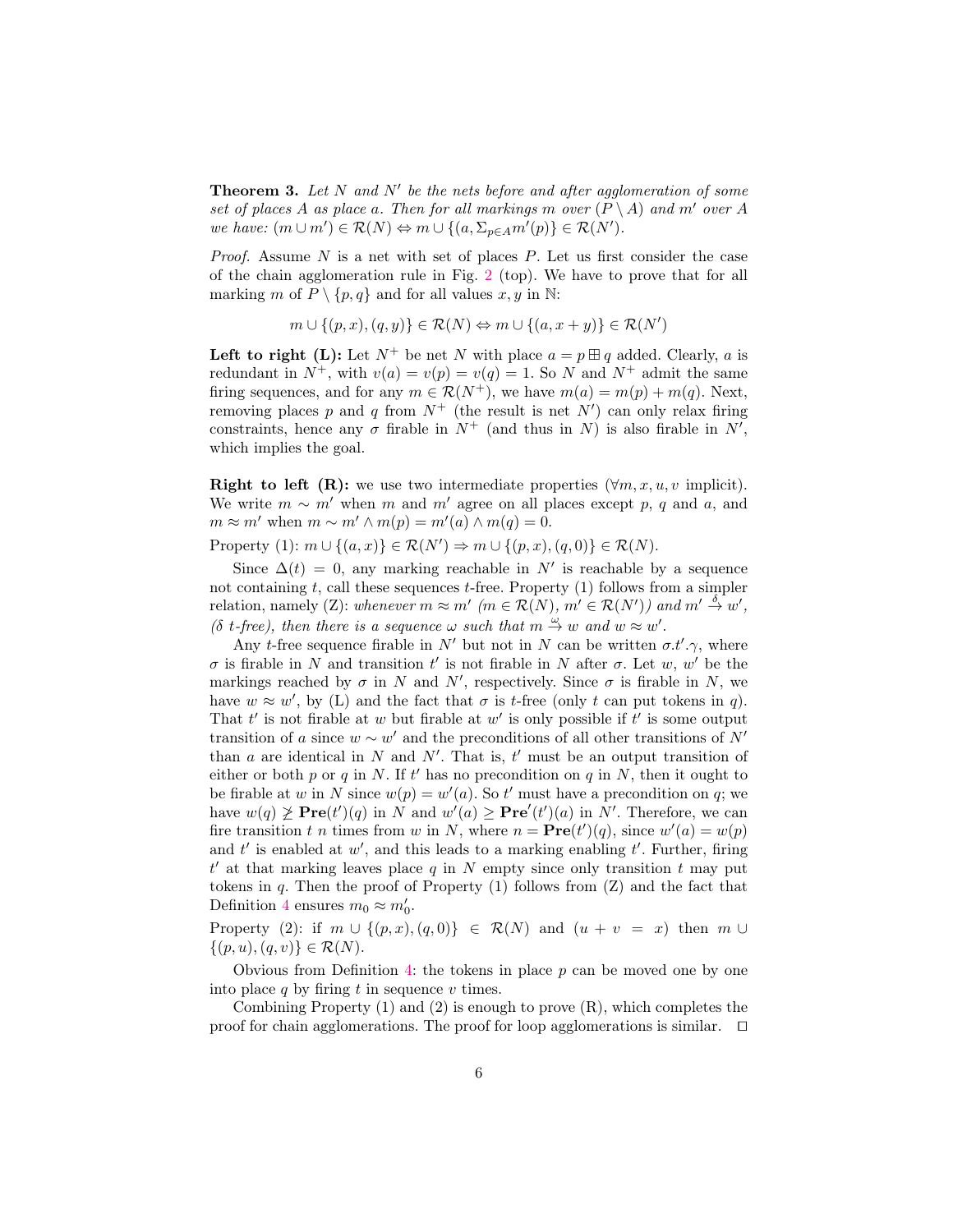**Theorem 3.** *Let $N$ and $N'$ be the nets before and after agglomeration of some set of places $A$ as place $a$. Then for all markings $m$ over $(P \setminus A)$ and $m'$ over $A$ we have: $(m \cup m') \in \mathcal{R}(N) \Leftrightarrow m \cup \{(a, \Sigma_{p \in A} m'(p)\} \in \mathcal{R}(N')$.*

*Proof.* Assume $N$ is a net with set of places $P$. Let us first consider the case of the chain agglomeration rule in Fig. 2 (top). We have to prove that for all marking $m$ of $P \setminus \{p, q\}$ and for all values $x, y$ in $\mathbb{N}$:

$$m \cup \{(p, x), (q, y)\} \in \mathcal{R}(N) \Leftrightarrow m \cup \{(a, x + y)\} \in \mathcal{R}(N')$$

**Left to right (L):** Let $N^+$ be net $N$ with place $a = p \boxplus q$ added. Clearly, $a$ is redundant in $N^+$, with $v(a) = v(p) = v(q) = 1$. So $N$ and $N^+$ admit the same firing sequences, and for any $m \in \mathcal{R}(N^+)$, we have $m(a) = m(p) + m(q)$. Next, removing places $p$ and $q$ from $N^+$ (the result is net $N'$) can only relax firing constraints, hence any $\sigma$ firable in $N^+$ (and thus in $N$) is also firable in $N'$, which implies the goal.

**Right to left (R):** we use two intermediate properties ($\forall m, x, u, v$ implicit). We write $m \sim m'$ when $m$ and $m'$ agree on all places except $p$, $q$ and $a$, and $m \approx m'$ when $m \sim m' \wedge m(p) = m'(a) \wedge m(q) = 0$.

Property (1): $m \cup \{(a, x)\} \in \mathcal{R}(N') \Rightarrow m \cup \{(p, x), (q, 0)\} \in \mathcal{R}(N)$.

Since $\Delta(t) = 0$, any marking reachable in $N'$ is reachable by a sequence not containing $t$, call these sequences $t$-free. Property (1) follows from a simpler relation, namely (Z): *whenever $m \approx m'$ ($m \in \mathcal{R}(N)$, $m' \in \mathcal{R}(N')$) and $m' \xrightarrow{\delta} w'$, ($\delta$ $t$-free), then there is a sequence $\omega$ such that $m \xrightarrow{\omega} w$ and $w \approx w'$.*

Any $t$-free sequence firable in $N'$ but not in $N$ can be written $\sigma.t'.\gamma$, where $\sigma$ is firable in $N$ and transition $t'$ is not firable in $N$ after $\sigma$. Let $w$, $w'$ be the markings reached by $\sigma$ in $N$ and $N'$, respectively. Since $\sigma$ is firable in $N$, we have $w \approx w'$, by (L) and the fact that $\sigma$ is $t$-free (only $t$ can put tokens in $q$). That $t'$ is not firable at $w$ but firable at $w'$ is only possible if $t'$ is some output transition of $a$ since $w \sim w'$ and the preconditions of all other transitions of $N'$ than $a$ are identical in $N$ and $N'$. That is, $t'$ must be an output transition of either or both $p$ or $q$ in $N$. If $t'$ has no precondition on $q$ in $N$, then it ought to be firable at $w$ in $N$ since $w(p) = w'(a)$. So $t'$ must have a precondition on $q$; we have $w(q) \not\geq \mathbf{Pre}(t')(q)$ in $N$ and $w'(a) \geq \mathbf{Pre}'(t')(a)$ in $N'$. Therefore, we can fire transition $t$ $n$ times from $w$ in $N$, where $n = \mathbf{Pre}(t')(q)$, since $w'(a) = w(p)$ and $t'$ is enabled at $w'$, and this leads to a marking enabling $t'$. Further, firing $t'$ at that marking leaves place $q$ in $N$ empty since only transition $t$ may put tokens in $q$. Then the proof of Property (1) follows from (Z) and the fact that Definition 4 ensures $m_0 \approx m'_0$.

Property (2): if $m \cup \{(p, x), (q, 0)\} \in \mathcal{R}(N)$ and $(u + v = x)$ then $m \cup \{(p, u), (q, v)\} \in \mathcal{R}(N)$.

Obvious from Definition 4: the tokens in place $p$ can be moved one by one into place $q$ by firing $t$ in sequence $v$ times.

Combining Property (1) and (2) is enough to prove (R), which completes the proof for chain agglomerations. The proof for loop agglomerations is similar. $\square$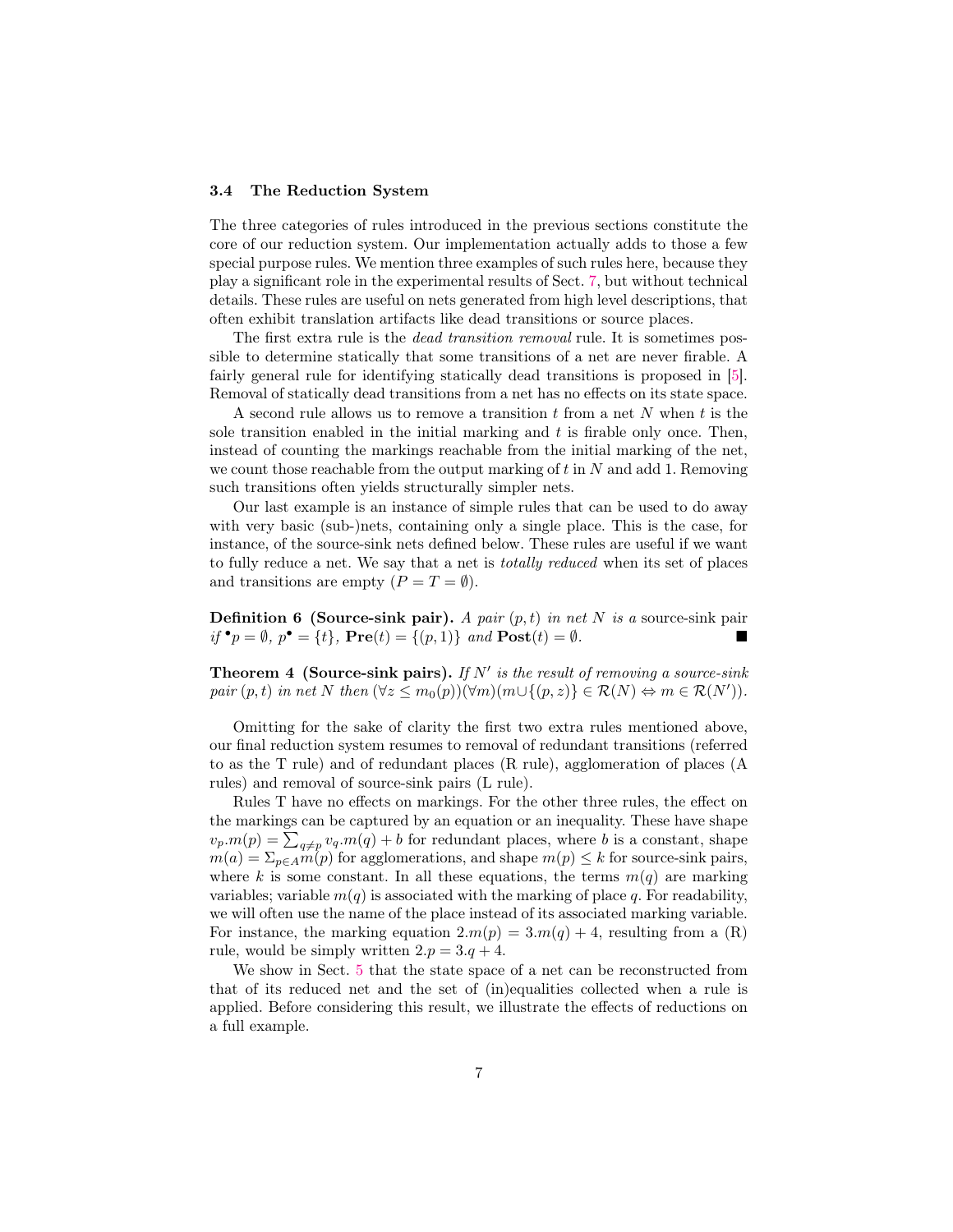### 3.4 The Reduction System

The three categories of rules introduced in the previous sections constitute the core of our reduction system. Our implementation actually adds to those a few special purpose rules. We mention three examples of such rules here, because they play a significant role in the experimental results of Sect. 7, but without technical details. These rules are useful on nets generated from high level descriptions, that often exhibit translation artifacts like dead transitions or source places.

The first extra rule is the *dead transition removal* rule. It is sometimes possible to determine statically that some transitions of a net are never firable. A fairly general rule for identifying statically dead transitions is proposed in [5]. Removal of statically dead transitions from a net has no effects on its state space.

A second rule allows us to remove a transition $t$ from a net $N$ when $t$ is the sole transition enabled in the initial marking and $t$ is firable only once. Then, instead of counting the markings reachable from the initial marking of the net, we count those reachable from the output marking of $t$ in $N$ and add 1. Removing such transitions often yields structurally simpler nets.

Our last example is an instance of simple rules that can be used to do away with very basic (sub-)nets, containing only a single place. This is the case, for instance, of the source-sink nets defined below. These rules are useful if we want to fully reduce a net. We say that a net is *totally reduced* when its set of places and transitions are empty ($P = T = \emptyset$).

**Definition 6 (Source-sink pair).** *A pair $(p, t)$ in net $N$ is a* source-sink pair *if ${}^{\bullet}p = \emptyset$, $p^{\bullet} = \{t\}$, $\mathbf{Pre}(t) = \{(p, 1)\}$ and $\mathbf{Post}(t) = \emptyset$.* ∎

**Theorem 4 (Source-sink pairs).** *If $N'$ is the result of removing a source-sink pair $(p, t)$ in net $N$ then $(\forall z \leq m_0(p))(\forall m)(m \cup \{(p, z)\} \in \mathcal{R}(N) \Leftrightarrow m \in \mathcal{R}(N'))$.*

Omitting for the sake of clarity the first two extra rules mentioned above, our final reduction system resumes to removal of redundant transitions (referred to as the T rule) and of redundant places (R rule), agglomeration of places (A rules) and removal of source-sink pairs (L rule).

Rules T have no effects on markings. For the other three rules, the effect on the markings can be captured by an equation or an inequality. These have shape $v_p.m(p) = \sum_{q \neq p} v_q.m(q) + b$ for redundant places, where $b$ is a constant, shape $m(a) = \Sigma_{p \in A} m(p)$ for agglomerations, and shape $m(p) \leq k$ for source-sink pairs, where $k$ is some constant. In all these equations, the terms $m(q)$ are marking variables; variable $m(q)$ is associated with the marking of place $q$. For readability, we will often use the name of the place instead of its associated marking variable. For instance, the marking equation $2.m(p) = 3.m(q) + 4$, resulting from a (R) rule, would be simply written $2.p = 3.q + 4$.

We show in Sect. 5 that the state space of a net can be reconstructed from that of its reduced net and the set of (in)equalities collected when a rule is applied. Before considering this result, we illustrate the effects of reductions on a full example.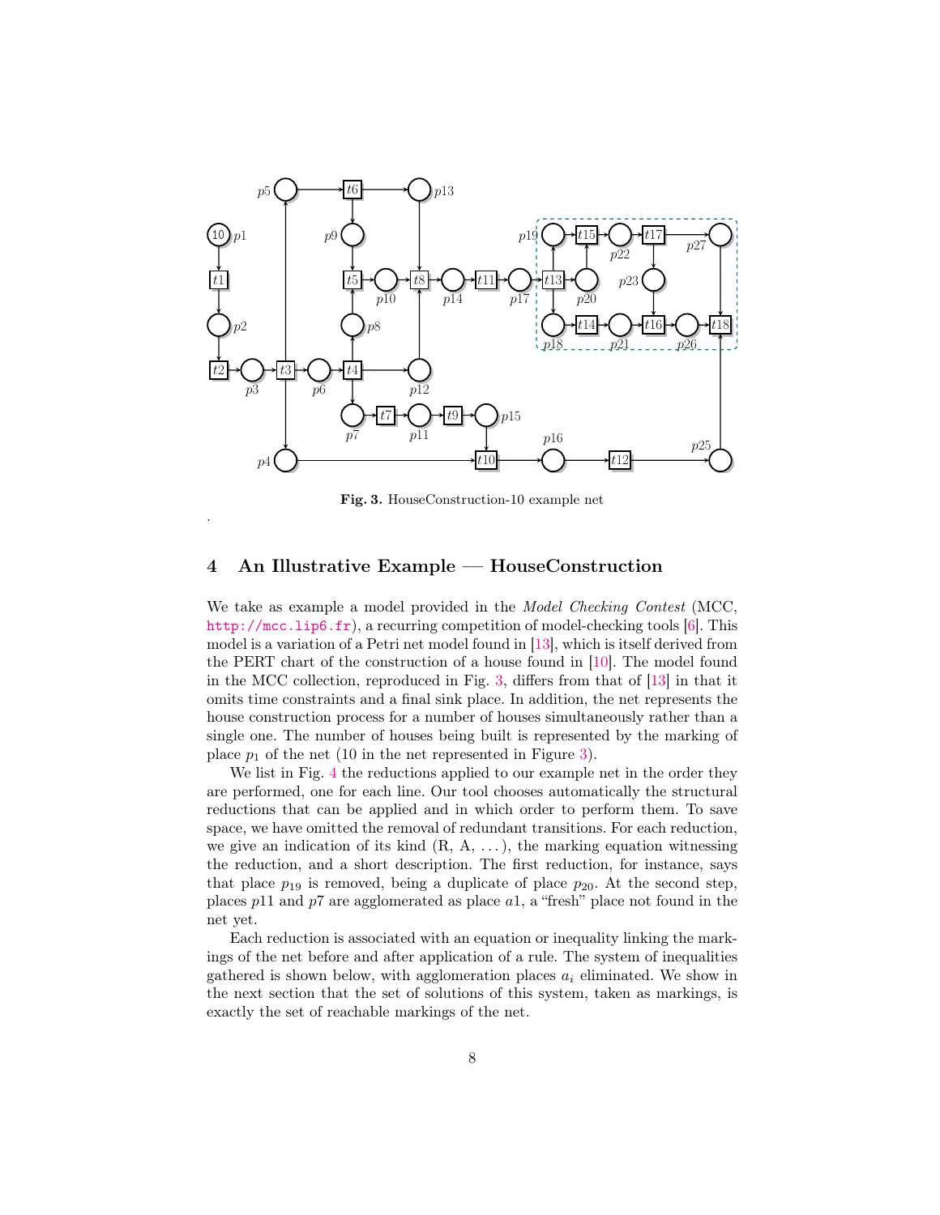**Fig. 3.** HouseConstruction-10 example net

## 4 An Illustrative Example — HouseConstruction

We take as example a model provided in the *Model Checking Contest* (MCC, http://mcc.lip6.fr), a recurring competition of model-checking tools [6]. This model is a variation of a Petri net model found in [13], which is itself derived from the PERT chart of the construction of a house found in [10]. The model found in the MCC collection, reproduced in Fig. 3, differs from that of [13] in that it omits time constraints and a final sink place. In addition, the net represents the house construction process for a number of houses simultaneously rather than a single one. The number of houses being built is represented by the marking of place $p_1$ of the net (10 in the net represented in Figure 3).

We list in Fig. 4 the reductions applied to our example net in the order they are performed, one for each line. Our tool chooses automatically the structural reductions that can be applied and in which order to perform them. To save space, we have omitted the removal of redundant transitions. For each reduction, we give an indication of its kind (R, A, ...), the marking equation witnessing the reduction, and a short description. The first reduction, for instance, says that place $p_{19}$ is removed, being a duplicate of place $p_{20}$. At the second step, places $p11$ and $p7$ are agglomerated as place $a1$, a "fresh" place not found in the net yet.

Each reduction is associated with an equation or inequality linking the markings of the net before and after application of a rule. The system of inequalities gathered is shown below, with agglomeration places $a_i$ eliminated. We show in the next section that the set of solutions of this system, taken as markings, is exactly the set of reachable markings of the net.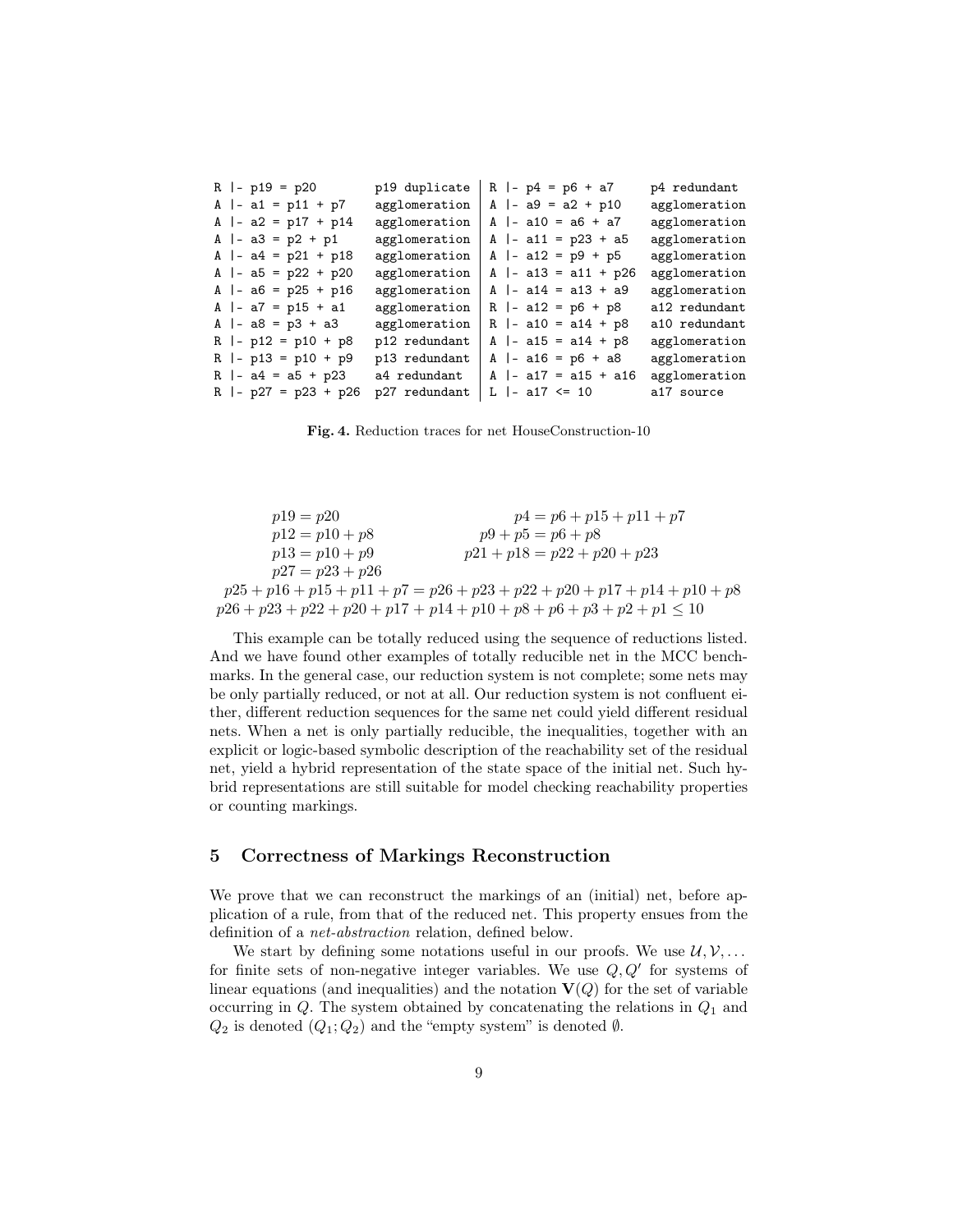```
R |- p19 = p20         p19 duplicate | R |- p4 = p6 + a7      p4 redundant
A |- a1 = p11 + p7     agglomeration | A |- a9 = a2 + p10     agglomeration
A |- a2 = p17 + p14    agglomeration | A |- a10 = a6 + a7     agglomeration
A |- a3 = p2 + p1      agglomeration | A |- a11 = p23 + a5    agglomeration
A |- a4 = p21 + p18    agglomeration | A |- a12 = p9 + p5     agglomeration
A |- a5 = p22 + p20    agglomeration | A |- a13 = a11 + p26   agglomeration
A |- a6 = p25 + p16    agglomeration | A |- a14 = a13 + a9    agglomeration
A |- a7 = p15 + a1     agglomeration | R |- a12 = p6 + p8     a12 redundant
A |- a8 = p3 + a3      agglomeration | R |- a10 = a14 + p8    a10 redundant
R |- p12 = p10 + p8    p12 redundant | A |- a15 = a14 + p8    agglomeration
R |- p13 = p10 + p9    p13 redundant | A |- a16 = p6 + a8     agglomeration
R |- a4 = a5 + p23     a4 redundant  | A |- a17 = a15 + a16   agglomeration
R |- p27 = p23 + p26   p27 redundant | L |- a17 <= 10         a17 source
```

**Fig. 4.** Reduction traces for net HouseConstruction-10

$$
\begin{array}{ll}
p19 = p20 & p4 = p6 + p15 + p11 + p7 \\
p12 = p10 + p8 & p9 + p5 = p6 + p8 \\
p13 = p10 + p9 & p21 + p18 = p22 + p20 + p23 \\
p27 = p23 + p26 &
\end{array}
$$

$$p25 + p16 + p15 + p11 + p7 = p26 + p23 + p22 + p20 + p17 + p14 + p10 + p8$$

$$p26 + p23 + p22 + p20 + p17 + p14 + p10 + p8 + p6 + p3 + p2 + p1 \leq 10$$

This example can be totally reduced using the sequence of reductions listed. And we have found other examples of totally reducible net in the MCC benchmarks. In the general case, our reduction system is not complete; some nets may be only partially reduced, or not at all. Our reduction system is not confluent either, different reduction sequences for the same net could yield different residual nets. When a net is only partially reducible, the inequalities, together with an explicit or logic-based symbolic description of the reachability set of the residual net, yield a hybrid representation of the state space of the initial net. Such hybrid representations are still suitable for model checking reachability properties or counting markings.

## 5 Correctness of Markings Reconstruction

We prove that we can reconstruct the markings of an (initial) net, before application of a rule, from that of the reduced net. This property ensues from the definition of a *net-abstraction* relation, defined below.

We start by defining some notations useful in our proofs. We use $\mathcal{U}, \mathcal{V}, \ldots$ for finite sets of non-negative integer variables. We use $Q, Q'$ for systems of linear equations (and inequalities) and the notation $\mathbf{V}(Q)$ for the set of variable occurring in $Q$. The system obtained by concatenating the relations in $Q_1$ and $Q_2$ is denoted $(Q_1; Q_2)$ and the "empty system" is denoted $\emptyset$.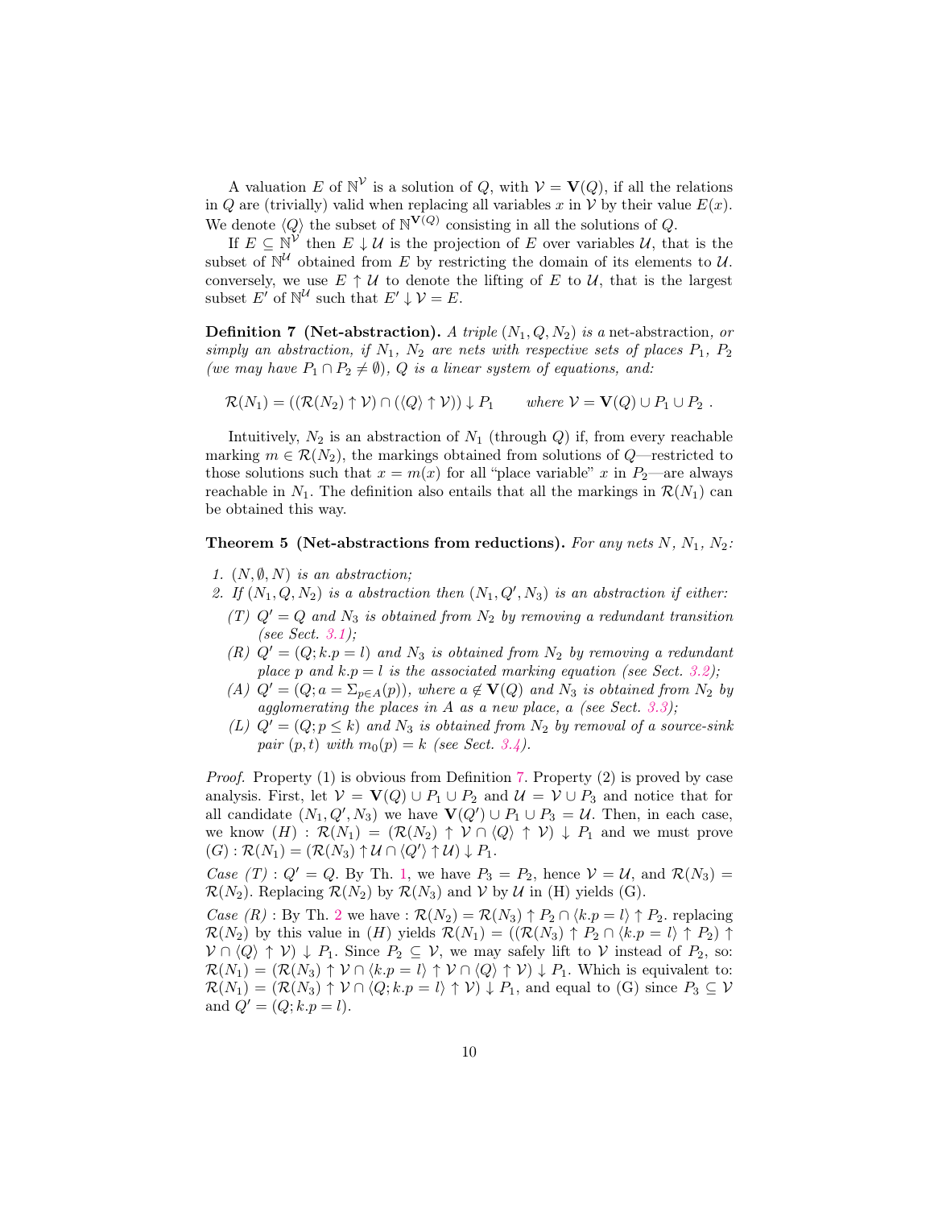A valuation $E$ of $\mathbb{N}^{\mathcal{V}}$ is a solution of $Q$, with $\mathcal{V} = \mathbf{V}(Q)$, if all the relations in $Q$ are (trivially) valid when replacing all variables $x$ in $\mathcal{V}$ by their value $E(x)$. We denote $\langle Q \rangle$ the subset of $\mathbb{N}^{\mathbf{V}(Q)}$ consisting in all the solutions of $Q$.

If $E \subseteq \mathbb{N}^{\mathcal{V}}$ then $E \downarrow \mathcal{U}$ is the projection of $E$ over variables $\mathcal{U}$, that is the subset of $\mathbb{N}^{\mathcal{U}}$ obtained from $E$ by restricting the domain of its elements to $\mathcal{U}$. conversely, we use $E \uparrow \mathcal{U}$ to denote the lifting of $E$ to $\mathcal{U}$, that is the largest subset $E'$ of $\mathbb{N}^{\mathcal{U}}$ such that $E' \downarrow \mathcal{V} = E$.

**Definition 7 (Net-abstraction).** *A triple $(N_1, Q, N_2)$ is a* net-abstraction*, or simply an abstraction, if $N_1$, $N_2$ are nets with respective sets of places $P_1$, $P_2$ (we may have $P_1 \cap P_2 \neq \emptyset$), $Q$ is a linear system of equations, and:*

$$\mathcal{R}(N_1) = ((\mathcal{R}(N_2) \uparrow \mathcal{V}) \cap (\langle Q \rangle \uparrow \mathcal{V})) \downarrow P_1 \qquad \textit{where } \mathcal{V} = \mathbf{V}(Q) \cup P_1 \cup P_2 \ .$$

Intuitively, $N_2$ is an abstraction of $N_1$ (through $Q$) if, from every reachable marking $m \in \mathcal{R}(N_2)$, the markings obtained from solutions of $Q$—restricted to those solutions such that $x = m(x)$ for all "place variable" $x$ in $P_2$—are always reachable in $N_1$. The definition also entails that all the markings in $\mathcal{R}(N_1)$ can be obtained this way.

**Theorem 5 (Net-abstractions from reductions).** *For any nets $N$, $N_1$, $N_2$:*

1. *$(N, \emptyset, N)$ is an abstraction;*
2. *If $(N_1, Q, N_2)$ is a abstraction then $(N_1, Q', N_3)$ is an abstraction if either:*
   - *(T) $Q' = Q$ and $N_3$ is obtained from $N_2$ by removing a redundant transition (see Sect. 3.1);*
   - *(R) $Q' = (Q; k.p = l)$ and $N_3$ is obtained from $N_2$ by removing a redundant place $p$ and $k.p = l$ is the associated marking equation (see Sect. 3.2);*
   - *(A) $Q' = (Q; a = \Sigma_{p \in A}(p))$, where $a \notin \mathbf{V}(Q)$ and $N_3$ is obtained from $N_2$ by agglomerating the places in $A$ as a new place, $a$ (see Sect. 3.3);*
   - *(L) $Q' = (Q; p \leq k)$ and $N_3$ is obtained from $N_2$ by removal of a source-sink pair $(p, t)$ with $m_0(p) = k$ (see Sect. 3.4).*

*Proof.* Property (1) is obvious from Definition 7. Property (2) is proved by case analysis. First, let $\mathcal{V} = \mathbf{V}(Q) \cup P_1 \cup P_2$ and $\mathcal{U} = \mathcal{V} \cup P_3$ and notice that for all candidate $(N_1, Q', N_3)$ we have $\mathbf{V}(Q') \cup P_1 \cup P_3 = \mathcal{U}$. Then, in each case, we know $(H) : \mathcal{R}(N_1) = (\mathcal{R}(N_2) \uparrow \mathcal{V} \cap \langle Q \rangle \uparrow \mathcal{V}) \downarrow P_1$ and we must prove $(G) : \mathcal{R}(N_1) = (\mathcal{R}(N_3) \uparrow \mathcal{U} \cap \langle Q' \rangle \uparrow \mathcal{U}) \downarrow P_1$.

*Case (T)* : $Q' = Q$. By Th. 1, we have $P_3 = P_2$, hence $\mathcal{V} = \mathcal{U}$, and $\mathcal{R}(N_3) = \mathcal{R}(N_2)$. Replacing $\mathcal{R}(N_2)$ by $\mathcal{R}(N_3)$ and $\mathcal{V}$ by $\mathcal{U}$ in (H) yields (G).

*Case (R)* : By Th. 2 we have : $\mathcal{R}(N_2) = \mathcal{R}(N_3) \uparrow P_2 \cap \langle k.p = l \rangle \uparrow P_2$. replacing $\mathcal{R}(N_2)$ by this value in $(H)$ yields $\mathcal{R}(N_1) = ((\mathcal{R}(N_3) \uparrow P_2 \cap \langle k.p = l \rangle \uparrow P_2) \uparrow \mathcal{V} \cap \langle Q \rangle \uparrow \mathcal{V}) \downarrow P_1$. Since $P_2 \subseteq \mathcal{V}$, we may safely lift to $\mathcal{V}$ instead of $P_2$, so: $\mathcal{R}(N_1) = (\mathcal{R}(N_3) \uparrow \mathcal{V} \cap \langle k.p = l \rangle \uparrow \mathcal{V} \cap \langle Q \rangle \uparrow \mathcal{V}) \downarrow P_1$. Which is equivalent to: $\mathcal{R}(N_1) = (\mathcal{R}(N_3) \uparrow \mathcal{V} \cap \langle Q; k.p = l \rangle \uparrow \mathcal{V}) \downarrow P_1$, and equal to (G) since $P_3 \subseteq \mathcal{V}$ and $Q' = (Q; k.p = l)$.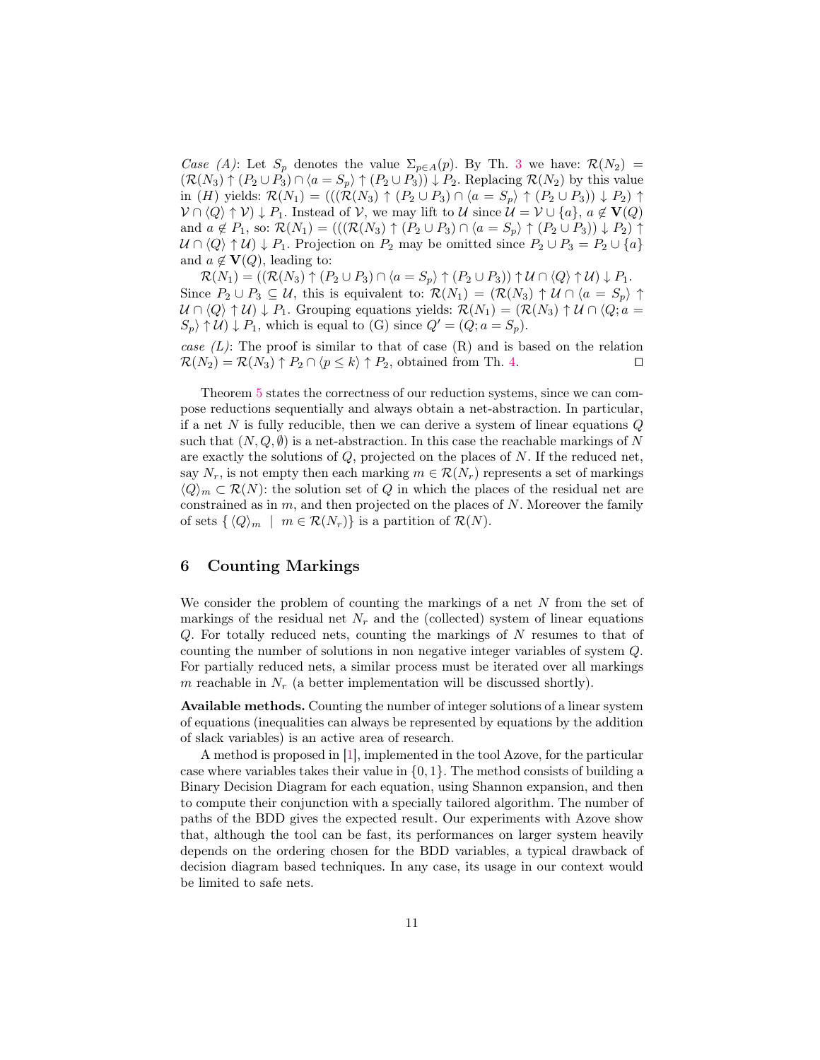*Case (A)*: Let $S_p$ denotes the value $\Sigma_{p \in A}(p)$. By Th. 3 we have: $\mathcal{R}(N_2) = (\mathcal{R}(N_3) \uparrow (P_2 \cup P_3) \cap \langle a = S_p \rangle \uparrow (P_2 \cup P_3)) \downarrow P_2$. Replacing $\mathcal{R}(N_2)$ by this value in $(H)$ yields: $\mathcal{R}(N_1) = (((\mathcal{R}(N_3) \uparrow (P_2 \cup P_3) \cap \langle a = S_p \rangle \uparrow (P_2 \cup P_3)) \downarrow P_2) \uparrow \mathcal{V} \cap \langle Q \rangle \uparrow \mathcal{V}) \downarrow P_1$. Instead of $\mathcal{V}$, we may lift to $\mathcal{U}$ since $\mathcal{U} = \mathcal{V} \cup \{a\}$, $a \notin \mathbf{V}(Q)$ and $a \notin P_1$, so: $\mathcal{R}(N_1) = (((\mathcal{R}(N_3) \uparrow (P_2 \cup P_3) \cap \langle a = S_p \rangle \uparrow (P_2 \cup P_3)) \downarrow P_2) \uparrow \mathcal{U} \cap \langle Q \rangle \uparrow \mathcal{U}) \downarrow P_1$. Projection on $P_2$ may be omitted since $P_2 \cup P_3 = P_2 \cup \{a\}$ and $a \notin \mathbf{V}(Q)$, leading to:

$\mathcal{R}(N_1) = ((\mathcal{R}(N_3) \uparrow (P_2 \cup P_3) \cap \langle a = S_p \rangle \uparrow (P_2 \cup P_3)) \uparrow \mathcal{U} \cap \langle Q \rangle \uparrow \mathcal{U}) \downarrow P_1$.

Since $P_2 \cup P_3 \subseteq \mathcal{U}$, this is equivalent to: $\mathcal{R}(N_1) = (\mathcal{R}(N_3) \uparrow \mathcal{U} \cap \langle a = S_p \rangle \uparrow \mathcal{U} \cap \langle Q \rangle \uparrow \mathcal{U}) \downarrow P_1$. Grouping equations yields: $\mathcal{R}(N_1) = (\mathcal{R}(N_3) \uparrow \mathcal{U} \cap \langle Q; a = S_p \rangle \uparrow \mathcal{U}) \downarrow P_1$, which is equal to (G) since $Q' = (Q; a = S_p)$.

*case (L)*: The proof is similar to that of case (R) and is based on the relation $\mathcal{R}(N_2) = \mathcal{R}(N_3) \uparrow P_2 \cap \langle p \leq k \rangle \uparrow P_2$, obtained from Th. 4. ◻

Theorem 5 states the correctness of our reduction systems, since we can compose reductions sequentially and always obtain a net-abstraction. In particular, if a net $N$ is fully reducible, then we can derive a system of linear equations $Q$ such that $(N, Q, \emptyset)$ is a net-abstraction. In this case the reachable markings of $N$ are exactly the solutions of $Q$, projected on the places of $N$. If the reduced net, say $N_r$, is not empty then each marking $m \in \mathcal{R}(N_r)$ represents a set of markings $\langle Q \rangle_m \subset \mathcal{R}(N)$: the solution set of $Q$ in which the places of the residual net are constrained as in $m$, and then projected on the places of $N$. Moreover the family of sets $\{ \langle Q \rangle_m \mid m \in \mathcal{R}(N_r)\}$ is a partition of $\mathcal{R}(N)$.

## 6 Counting Markings

We consider the problem of counting the markings of a net $N$ from the set of markings of the residual net $N_r$ and the (collected) system of linear equations $Q$. For totally reduced nets, counting the markings of $N$ resumes to that of counting the number of solutions in non negative integer variables of system $Q$. For partially reduced nets, a similar process must be iterated over all markings $m$ reachable in $N_r$ (a better implementation will be discussed shortly).

**Available methods.** Counting the number of integer solutions of a linear system of equations (inequalities can always be represented by equations by the addition of slack variables) is an active area of research.

A method is proposed in [1], implemented in the tool Azove, for the particular case where variables takes their value in $\{0, 1\}$. The method consists of building a Binary Decision Diagram for each equation, using Shannon expansion, and then to compute their conjunction with a specially tailored algorithm. The number of paths of the BDD gives the expected result. Our experiments with Azove show that, although the tool can be fast, its performances on larger system heavily depends on the ordering chosen for the BDD variables, a typical drawback of decision diagram based techniques. In any case, its usage in our context would be limited to safe nets.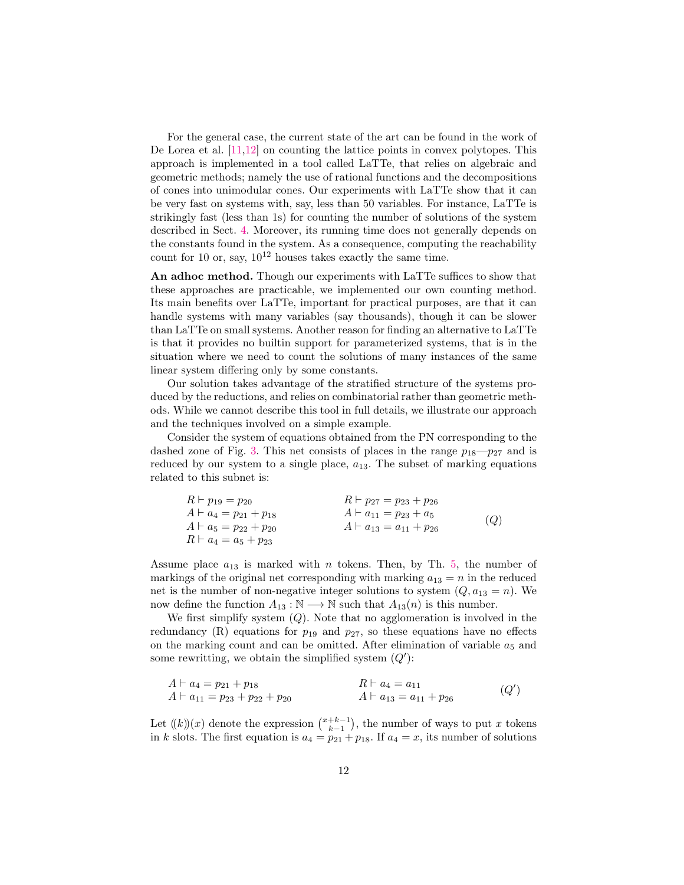For the general case, the current state of the art can be found in the work of De Lorea et al. [11,12] on counting the lattice points in convex polytopes. This approach is implemented in a tool called LaTTe, that relies on algebraic and geometric methods; namely the use of rational functions and the decompositions of cones into unimodular cones. Our experiments with LaTTe show that it can be very fast on systems with, say, less than 50 variables. For instance, LaTTe is strikingly fast (less than 1s) for counting the number of solutions of the system described in Sect. 4. Moreover, its running time does not generally depends on the constants found in the system. As a consequence, computing the reachability count for 10 or, say, $10^{12}$ houses takes exactly the same time.

**An adhoc method.** Though our experiments with LaTTe suffices to show that these approaches are practicable, we implemented our own counting method. Its main benefits over LaTTe, important for practical purposes, are that it can handle systems with many variables (say thousands), though it can be slower than LaTTe on small systems. Another reason for finding an alternative to LaTTe is that it provides no builtin support for parameterized systems, that is in the situation where we need to count the solutions of many instances of the same linear system differing only by some constants.

Our solution takes advantage of the stratified structure of the systems produced by the reductions, and relies on combinatorial rather than geometric methods. While we cannot describe this tool in full details, we illustrate our approach and the techniques involved on a simple example.

Consider the system of equations obtained from the PN corresponding to the dashed zone of Fig. 3. This net consists of places in the range $p_{18}$—$p_{27}$ and is reduced by our system to a single place, $a_{13}$. The subset of marking equations related to this subnet is:

$$
\begin{array}{ll}
R \vdash p_{19} = p_{20} & R \vdash p_{27} = p_{23} + p_{26} \\
A \vdash a_4 = p_{21} + p_{18} & A \vdash a_{11} = p_{23} + a_5 \\
A \vdash a_5 = p_{22} + p_{20} & A \vdash a_{13} = a_{11} + p_{26} \\
R \vdash a_4 = a_5 + p_{23} &
\end{array}
\qquad (Q)
$$

Assume place $a_{13}$ is marked with $n$ tokens. Then, by Th. 5, the number of markings of the original net corresponding with marking $a_{13} = n$ in the reduced net is the number of non-negative integer solutions to system $(Q, a_{13} = n)$. We now define the function $A_{13} : \mathbb{N} \longrightarrow \mathbb{N}$ such that $A_{13}(n)$ is this number.

We first simplify system $(Q)$. Note that no agglomeration is involved in the redundancy (R) equations for $p_{19}$ and $p_{27}$, so these equations have no effects on the marking count and can be omitted. After elimination of variable $a_5$ and some rewritting, we obtain the simplified system $(Q')$:

$$
\begin{array}{ll}
A \vdash a_4 = p_{21} + p_{18} & R \vdash a_4 = a_{11} \\
A \vdash a_{11} = p_{23} + p_{22} + p_{20} & A \vdash a_{13} = a_{11} + p_{26}
\end{array}
\qquad (Q')
$$

Let $(\!(k)\!)(x)$ denote the expression $\binom{x+k-1}{k-1}$, the number of ways to put $x$ tokens in $k$ slots. The first equation is $a_4 = p_{21} + p_{18}$. If $a_4 = x$, its number of solutions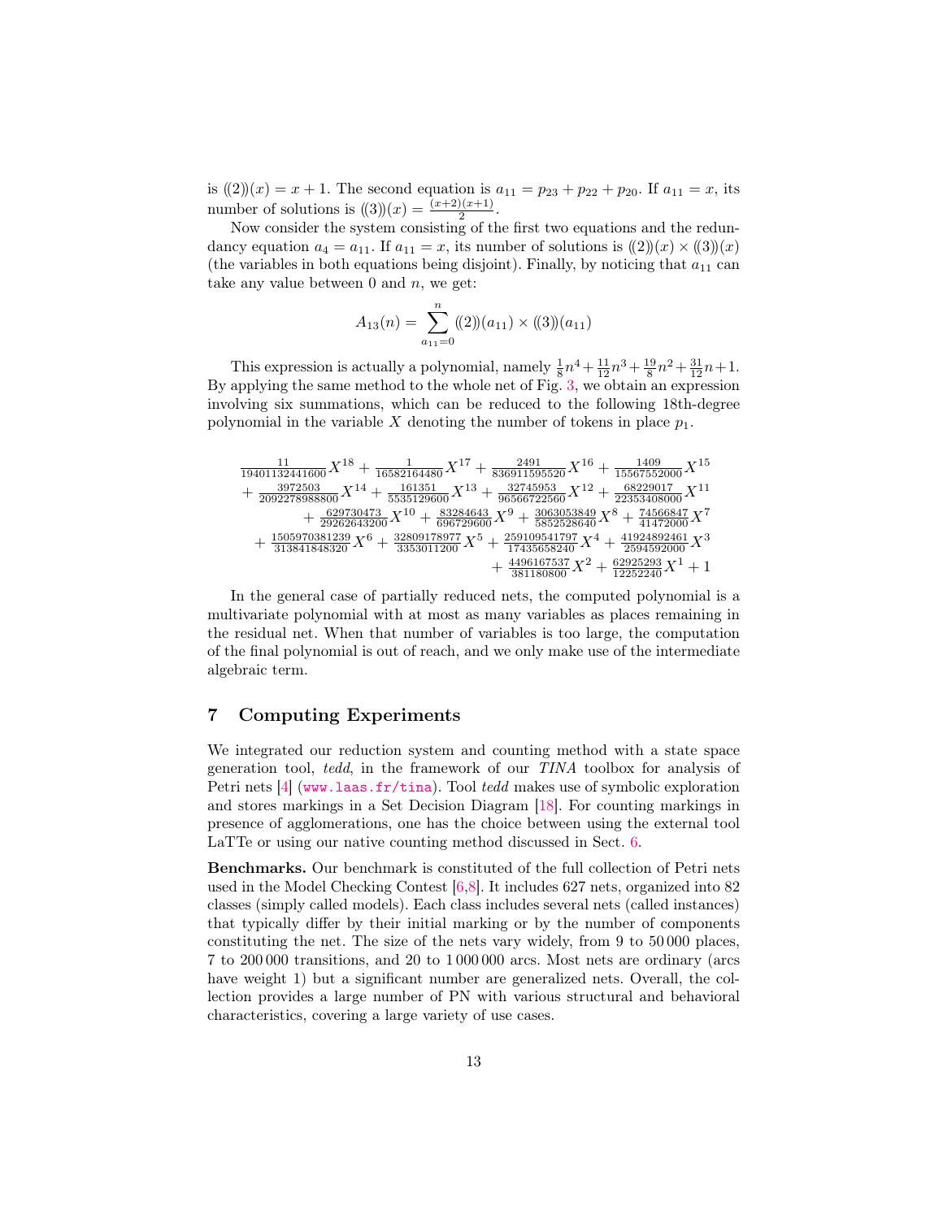is $(\!(2)\!)(x) = x + 1$. The second equation is $a_{11} = p_{23} + p_{22} + p_{20}$. If $a_{11} = x$, its number of solutions is $(\!(3)\!)(x) = \frac{(x+2)(x+1)}{2}$.

Now consider the system consisting of the first two equations and the redundancy equation $a_4 = a_{11}$. If $a_{11} = x$, its number of solutions is $(\!(2)\!)(x) \times (\!(3)\!)(x)$ (the variables in both equations being disjoint). Finally, by noticing that $a_{11}$ can take any value between 0 and $n$, we get:

$$A_{13}(n) = \sum_{a_{11}=0}^{n} (\!(2)\!)(a_{11}) \times (\!(3)\!)(a_{11})$$

This expression is actually a polynomial, namely $\frac{1}{8}n^4 + \frac{11}{12}n^3 + \frac{19}{8}n^2 + \frac{31}{12}n + 1$. By applying the same method to the whole net of Fig. 3, we obtain an expression involving six summations, which can be reduced to the following 18th-degree polynomial in the variable $X$ denoting the number of tokens in place $p_1$.

$$\begin{aligned}
&\tfrac{11}{19401132441600}X^{18} + \tfrac{1}{16582164480}X^{17} + \tfrac{2491}{836911595520}X^{16} + \tfrac{1409}{15567552000}X^{15} \\
&+ \tfrac{3972503}{2092278988800}X^{14} + \tfrac{161351}{5535129600}X^{13} + \tfrac{32745953}{96566722560}X^{12} + \tfrac{68229017}{22353408000}X^{11} \\
&+ \tfrac{629730473}{29262643200}X^{10} + \tfrac{83284643}{696729600}X^{9} + \tfrac{3063053849}{5852528640}X^{8} + \tfrac{74566847}{41472000}X^{7} \\
&+ \tfrac{1505970381239}{313841848320}X^{6} + \tfrac{32809178977}{3353011200}X^{5} + \tfrac{259109541797}{17435658240}X^{4} + \tfrac{41924892461}{2594592000}X^{3} \\
&+ \tfrac{4496167537}{381180800}X^{2} + \tfrac{62925293}{12252240}X^{1} + 1
\end{aligned}$$

In the general case of partially reduced nets, the computed polynomial is a multivariate polynomial with at most as many variables as places remaining in the residual net. When that number of variables is too large, the computation of the final polynomial is out of reach, and we only make use of the intermediate algebraic term.

## 7 Computing Experiments

We integrated our reduction system and counting method with a state space generation tool, *tedd*, in the framework of our *TINA* toolbox for analysis of Petri nets [4] (www.laas.fr/tina). Tool *tedd* makes use of symbolic exploration and stores markings in a Set Decision Diagram [18]. For counting markings in presence of agglomerations, one has the choice between using the external tool LaTTe or using our native counting method discussed in Sect. 6.

**Benchmarks.** Our benchmark is constituted of the full collection of Petri nets used in the Model Checking Contest [6,8]. It includes 627 nets, organized into 82 classes (simply called models). Each class includes several nets (called instances) that typically differ by their initial marking or by the number of components constituting the net. The size of the nets vary widely, from 9 to 50 000 places, 7 to 200 000 transitions, and 20 to 1 000 000 arcs. Most nets are ordinary (arcs have weight 1) but a significant number are generalized nets. Overall, the collection provides a large number of PN with various structural and behavioral characteristics, covering a large variety of use cases.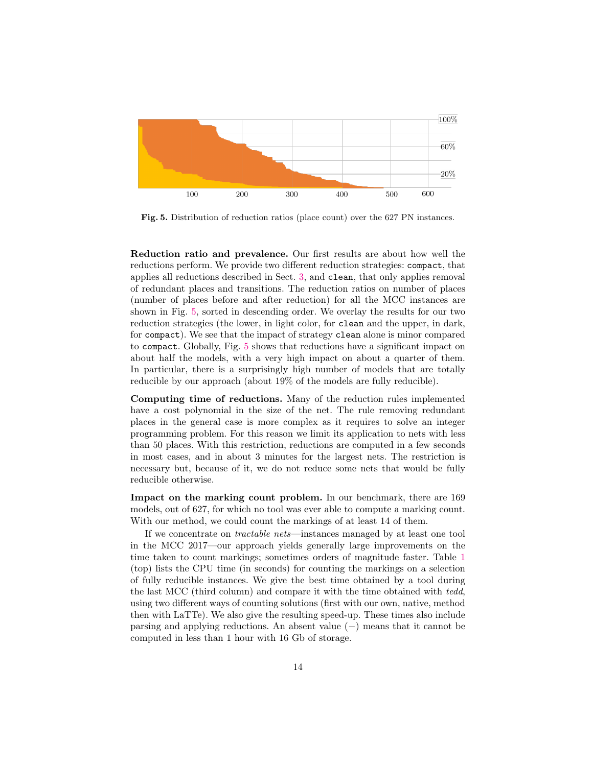**Fig. 5.** Distribution of reduction ratios (place count) over the 627 PN instances.

**Reduction ratio and prevalence.** Our first results are about how well the reductions perform. We provide two different reduction strategies: `compact`, that applies all reductions described in Sect. 3, and `clean`, that only applies removal of redundant places and transitions. The reduction ratios on number of places (number of places before and after reduction) for all the MCC instances are shown in Fig. 5, sorted in descending order. We overlay the results for our two reduction strategies (the lower, in light color, for `clean` and the upper, in dark, for `compact`). We see that the impact of strategy `clean` alone is minor compared to `compact`. Globally, Fig. 5 shows that reductions have a significant impact on about half the models, with a very high impact on about a quarter of them. In particular, there is a surprisingly high number of models that are totally reducible by our approach (about 19% of the models are fully reducible).

**Computing time of reductions.** Many of the reduction rules implemented have a cost polynomial in the size of the net. The rule removing redundant places in the general case is more complex as it requires to solve an integer programming problem. For this reason we limit its application to nets with less than 50 places. With this restriction, reductions are computed in a few seconds in most cases, and in about 3 minutes for the largest nets. The restriction is necessary but, because of it, we do not reduce some nets that would be fully reducible otherwise.

**Impact on the marking count problem.** In our benchmark, there are 169 models, out of 627, for which no tool was ever able to compute a marking count. With our method, we could count the markings of at least 14 of them.

If we concentrate on *tractable nets*—instances managed by at least one tool in the MCC 2017—our approach yields generally large improvements on the time taken to count markings; sometimes orders of magnitude faster. Table 1 (top) lists the CPU time (in seconds) for counting the markings on a selection of fully reducible instances. We give the best time obtained by a tool during the last MCC (third column) and compare it with the time obtained with *tedd*, using two different ways of counting solutions (first with our own, native, method then with LaTTe). We also give the resulting speed-up. These times also include parsing and applying reductions. An absent value (−) means that it cannot be computed in less than 1 hour with 16 Gb of storage.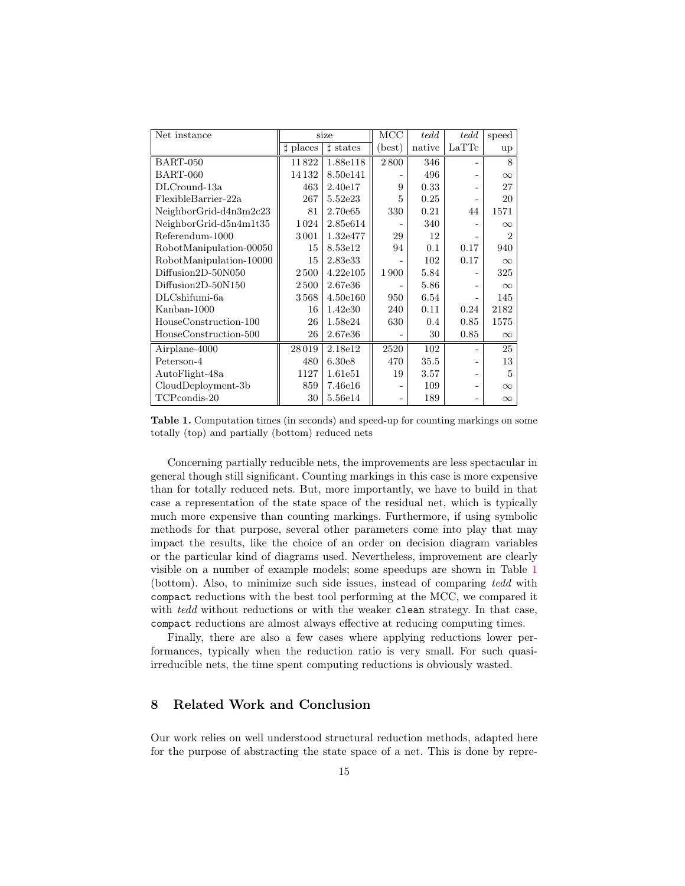| Net instance | size | | MCC | *tedd* | *tedd* | speed |
|---|---|---|---|---|---|---|
| | ♯ places | ♯ states | (best) | native | LaTTe | up |
| BART-050 | 11 822 | 1.88e118 | 2 800 | 346 | - | 8 |
| BART-060 | 14 132 | 8.50e141 | - | 496 | - | $\infty$ |
| DLCround-13a | 463 | 2.40e17 | 9 | 0.33 | - | 27 |
| FlexibleBarrier-22a | 267 | 5.52e23 | 5 | 0.25 | - | 20 |
| NeighborGrid-d4n3m2c23 | 81 | 2.70e65 | 330 | 0.21 | 44 | 1571 |
| NeighborGrid-d5n4m1t35 | 1 024 | 2.85e614 | - | 340 | - | $\infty$ |
| Referendum-1000 | 3 001 | 1.32e477 | 29 | 12 | - | 2 |
| RobotManipulation-00050 | 15 | 8.53e12 | 94 | 0.1 | 0.17 | 940 |
| RobotManipulation-10000 | 15 | 2.83e33 | - | 102 | 0.17 | $\infty$ |
| Diffusion2D-50N050 | 2 500 | 4.22e105 | 1 900 | 5.84 | - | 325 |
| Diffusion2D-50N150 | 2 500 | 2.67e36 | - | 5.86 | - | $\infty$ |
| DLCshifumi-6a | 3 568 | 4.50e160 | 950 | 6.54 | - | 145 |
| Kanban-1000 | 16 | 1.42e30 | 240 | 0.11 | 0.24 | 2182 |
| HouseConstruction-100 | 26 | 1.58e24 | 630 | 0.4 | 0.85 | 1575 |
| HouseConstruction-500 | 26 | 2.67e36 | - | 30 | 0.85 | $\infty$ |
| Airplane-4000 | 28 019 | 2.18e12 | 2520 | 102 | - | 25 |
| Peterson-4 | 480 | 6.30e8 | 470 | 35.5 | - | 13 |
| AutoFlight-48a | 1127 | 1.61e51 | 19 | 3.57 | - | 5 |
| CloudDeployment-3b | 859 | 7.46e16 | - | 109 | - | $\infty$ |
| TCPcondis-20 | 30 | 5.56e14 | - | 189 | - | $\infty$ |

**Table 1.** Computation times (in seconds) and speed-up for counting markings on some totally (top) and partially (bottom) reduced nets

Concerning partially reducible nets, the improvements are less spectacular in general though still significant. Counting markings in this case is more expensive than for totally reduced nets. But, more importantly, we have to build in that case a representation of the state space of the residual net, which is typically much more expensive than counting markings. Furthermore, if using symbolic methods for that purpose, several other parameters come into play that may impact the results, like the choice of an order on decision diagram variables or the particular kind of diagrams used. Nevertheless, improvement are clearly visible on a number of example models; some speedups are shown in Table 1 (bottom). Also, to minimize such side issues, instead of comparing *tedd* with `compact` reductions with the best tool performing at the MCC, we compared it with *tedd* without reductions or with the weaker `clean` strategy. In that case, `compact` reductions are almost always effective at reducing computing times.

Finally, there are also a few cases where applying reductions lower performances, typically when the reduction ratio is very small. For such quasi-irreducible nets, the time spent computing reductions is obviously wasted.

## 8 Related Work and Conclusion

Our work relies on well understood structural reduction methods, adapted here for the purpose of abstracting the state space of a net. This is done by repre-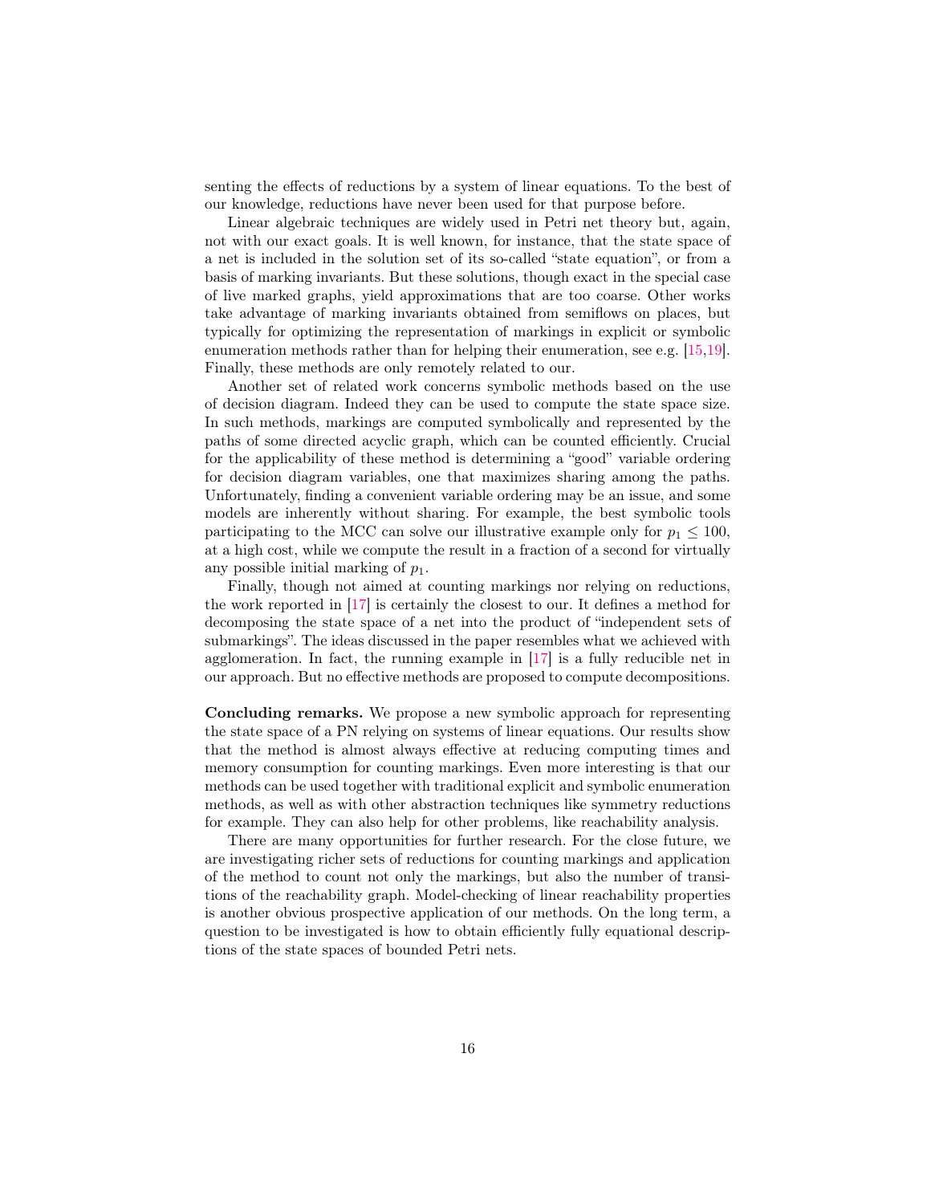senting the effects of reductions by a system of linear equations. To the best of our knowledge, reductions have never been used for that purpose before.

Linear algebraic techniques are widely used in Petri net theory but, again, not with our exact goals. It is well known, for instance, that the state space of a net is included in the solution set of its so-called "state equation", or from a basis of marking invariants. But these solutions, though exact in the special case of live marked graphs, yield approximations that are too coarse. Other works take advantage of marking invariants obtained from semiflows on places, but typically for optimizing the representation of markings in explicit or symbolic enumeration methods rather than for helping their enumeration, see e.g. [15,19]. Finally, these methods are only remotely related to our.

Another set of related work concerns symbolic methods based on the use of decision diagram. Indeed they can be used to compute the state space size. In such methods, markings are computed symbolically and represented by the paths of some directed acyclic graph, which can be counted efficiently. Crucial for the applicability of these method is determining a "good" variable ordering for decision diagram variables, one that maximizes sharing among the paths. Unfortunately, finding a convenient variable ordering may be an issue, and some models are inherently without sharing. For example, the best symbolic tools participating to the MCC can solve our illustrative example only for $p_1 \leq 100$, at a high cost, while we compute the result in a fraction of a second for virtually any possible initial marking of $p_1$.

Finally, though not aimed at counting markings nor relying on reductions, the work reported in [17] is certainly the closest to our. It defines a method for decomposing the state space of a net into the product of "independent sets of submarkings". The ideas discussed in the paper resembles what we achieved with agglomeration. In fact, the running example in [17] is a fully reducible net in our approach. But no effective methods are proposed to compute decompositions.

**Concluding remarks.** We propose a new symbolic approach for representing the state space of a PN relying on systems of linear equations. Our results show that the method is almost always effective at reducing computing times and memory consumption for counting markings. Even more interesting is that our methods can be used together with traditional explicit and symbolic enumeration methods, as well as with other abstraction techniques like symmetry reductions for example. They can also help for other problems, like reachability analysis.

There are many opportunities for further research. For the close future, we are investigating richer sets of reductions for counting markings and application of the method to count not only the markings, but also the number of transitions of the reachability graph. Model-checking of linear reachability properties is another obvious prospective application of our methods. On the long term, a question to be investigated is how to obtain efficiently fully equational descriptions of the state spaces of bounded Petri nets.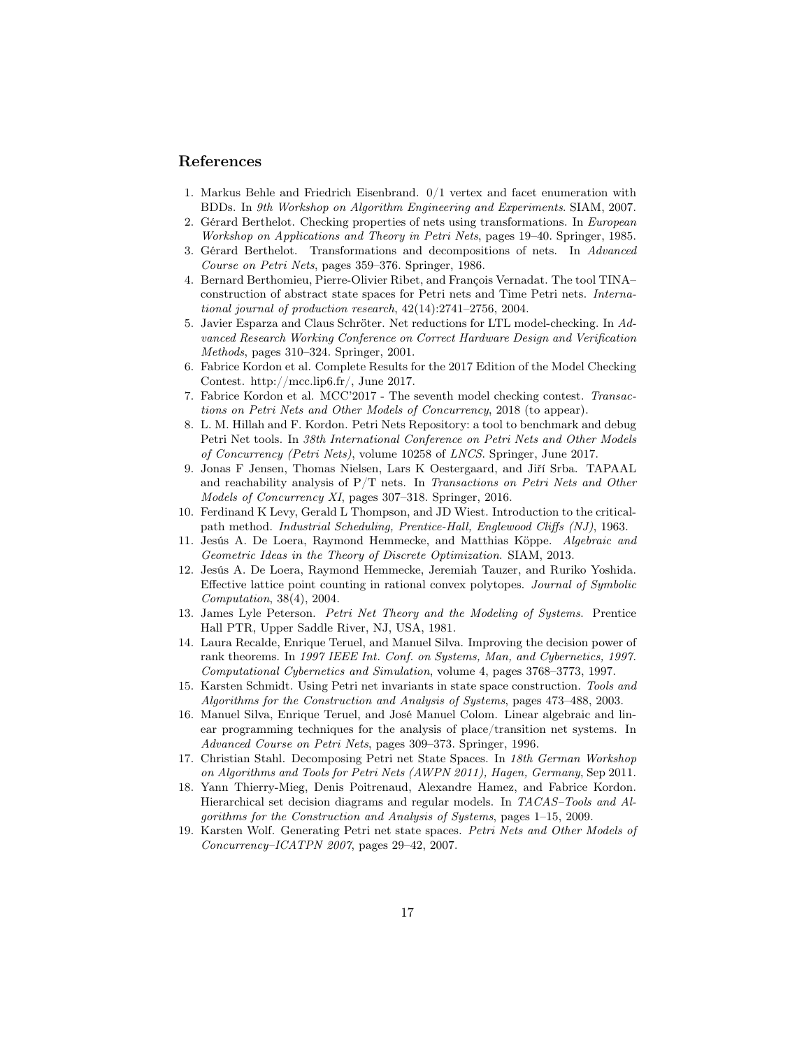## References

1. Markus Behle and Friedrich Eisenbrand. 0/1 vertex and facet enumeration with BDDs. In *9th Workshop on Algorithm Engineering and Experiments*. SIAM, 2007.
2. Gérard Berthelot. Checking properties of nets using transformations. In *European Workshop on Applications and Theory in Petri Nets*, pages 19–40. Springer, 1985.
3. Gérard Berthelot. Transformations and decompositions of nets. In *Advanced Course on Petri Nets*, pages 359–376. Springer, 1986.
4. Bernard Berthomieu, Pierre-Olivier Ribet, and François Vernadat. The tool TINA–construction of abstract state spaces for Petri nets and Time Petri nets. *International journal of production research*, 42(14):2741–2756, 2004.
5. Javier Esparza and Claus Schröter. Net reductions for LTL model-checking. In *Advanced Research Working Conference on Correct Hardware Design and Verification Methods*, pages 310–324. Springer, 2001.
6. Fabrice Kordon et al. Complete Results for the 2017 Edition of the Model Checking Contest. http://mcc.lip6.fr/, June 2017.
7. Fabrice Kordon et al. MCC'2017 - The seventh model checking contest. *Transactions on Petri Nets and Other Models of Concurrency*, 2018 (to appear).
8. L. M. Hillah and F. Kordon. Petri Nets Repository: a tool to benchmark and debug Petri Net tools. In *38th International Conference on Petri Nets and Other Models of Concurrency (Petri Nets)*, volume 10258 of *LNCS*. Springer, June 2017.
9. Jonas F Jensen, Thomas Nielsen, Lars K Oestergaard, and Jiří Srba. TAPAAL and reachability analysis of P/T nets. In *Transactions on Petri Nets and Other Models of Concurrency XI*, pages 307–318. Springer, 2016.
10. Ferdinand K Levy, Gerald L Thompson, and JD Wiest. Introduction to the critical-path method. *Industrial Scheduling, Prentice-Hall, Englewood Cliffs (NJ)*, 1963.
11. Jesús A. De Loera, Raymond Hemmecke, and Matthias Köppe. *Algebraic and Geometric Ideas in the Theory of Discrete Optimization*. SIAM, 2013.
12. Jesús A. De Loera, Raymond Hemmecke, Jeremiah Tauzer, and Ruriko Yoshida. Effective lattice point counting in rational convex polytopes. *Journal of Symbolic Computation*, 38(4), 2004.
13. James Lyle Peterson. *Petri Net Theory and the Modeling of Systems*. Prentice Hall PTR, Upper Saddle River, NJ, USA, 1981.
14. Laura Recalde, Enrique Teruel, and Manuel Silva. Improving the decision power of rank theorems. In *1997 IEEE Int. Conf. on Systems, Man, and Cybernetics, 1997. Computational Cybernetics and Simulation*, volume 4, pages 3768–3773, 1997.
15. Karsten Schmidt. Using Petri net invariants in state space construction. *Tools and Algorithms for the Construction and Analysis of Systems*, pages 473–488, 2003.
16. Manuel Silva, Enrique Teruel, and José Manuel Colom. Linear algebraic and linear programming techniques for the analysis of place/transition net systems. In *Advanced Course on Petri Nets*, pages 309–373. Springer, 1996.
17. Christian Stahl. Decomposing Petri net State Spaces. In *18th German Workshop on Algorithms and Tools for Petri Nets (AWPN 2011), Hagen, Germany*, Sep 2011.
18. Yann Thierry-Mieg, Denis Poitrenaud, Alexandre Hamez, and Fabrice Kordon. Hierarchical set decision diagrams and regular models. In *TACAS–Tools and Algorithms for the Construction and Analysis of Systems*, pages 1–15, 2009.
19. Karsten Wolf. Generating Petri net state spaces. *Petri Nets and Other Models of Concurrency–ICATPN 2007*, pages 29–42, 2007.